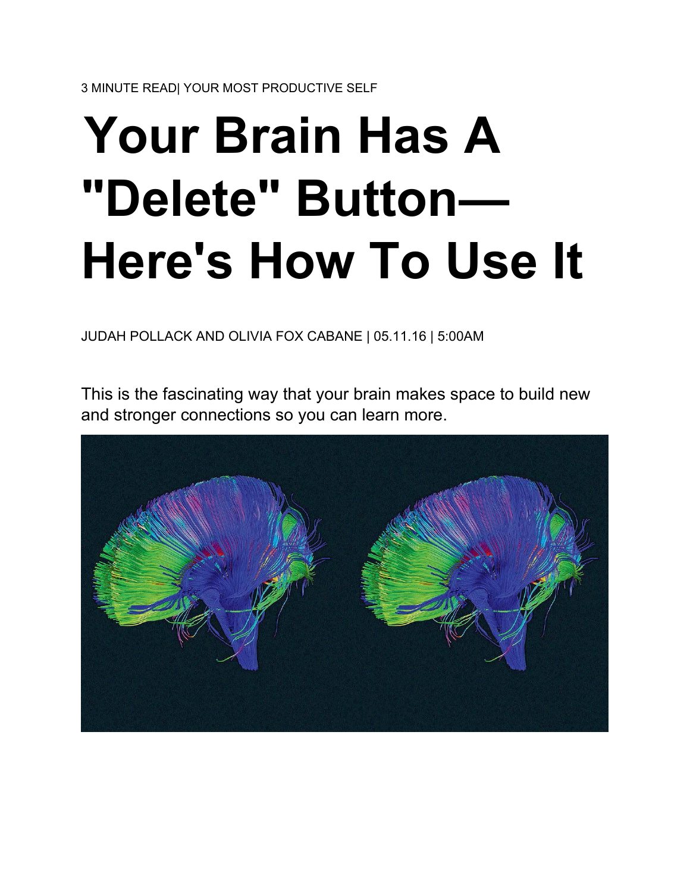3 MINUTE READ| YOUR MOST PRODUCTIVE SELF

# Your Brain Has A "Delete" Button—Here's How To Use It

JUDAH POLLACK AND OLIVIA FOX CABANE | 05.11.16 | 5:00AM

This is the fascinating way that your brain makes space to build new and stronger connections so you can learn more.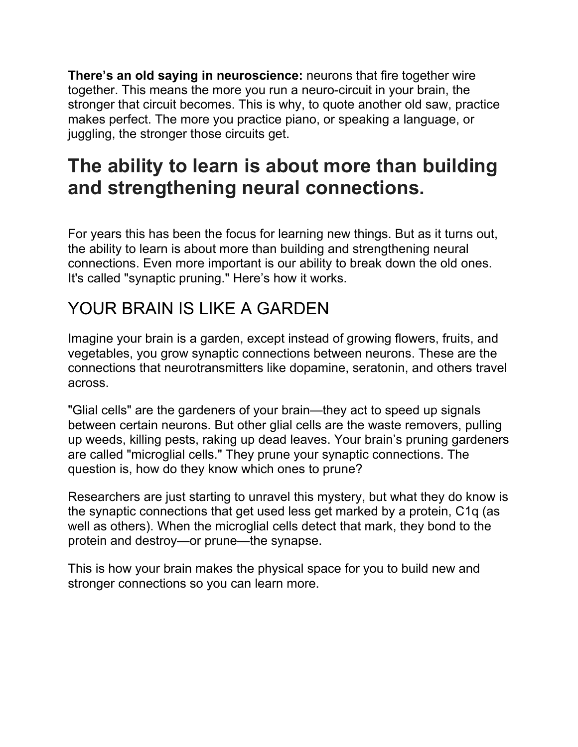**There's an old saying in neuroscience:** neurons that fire together wire together. This means the more you run a neuro-circuit in your brain, the stronger that circuit becomes. This is why, to quote another old saw, practice makes perfect. The more you practice piano, or speaking a language, or juggling, the stronger those circuits get.

# The ability to learn is about more than building and strengthening neural connections.

For years this has been the focus for learning new things. But as it turns out, the ability to learn is about more than building and strengthening neural connections. Even more important is our ability to break down the old ones. It's called "synaptic pruning." Here's how it works.

## YOUR BRAIN IS LIKE A GARDEN

Imagine your brain is a garden, except instead of growing flowers, fruits, and vegetables, you grow synaptic connections between neurons. These are the connections that neurotransmitters like dopamine, seratonin, and others travel across.

"Glial cells" are the gardeners of your brain—they act to speed up signals between certain neurons. But other glial cells are the waste removers, pulling up weeds, killing pests, raking up dead leaves. Your brain's pruning gardeners are called "microglial cells." They prune your synaptic connections. The question is, how do they know which ones to prune?

Researchers are just starting to unravel this mystery, but what they do know is the synaptic connections that get used less get marked by a protein, C1q (as well as others). When the microglial cells detect that mark, they bond to the protein and destroy—or prune—the synapse.

This is how your brain makes the physical space for you to build new and stronger connections so you can learn more.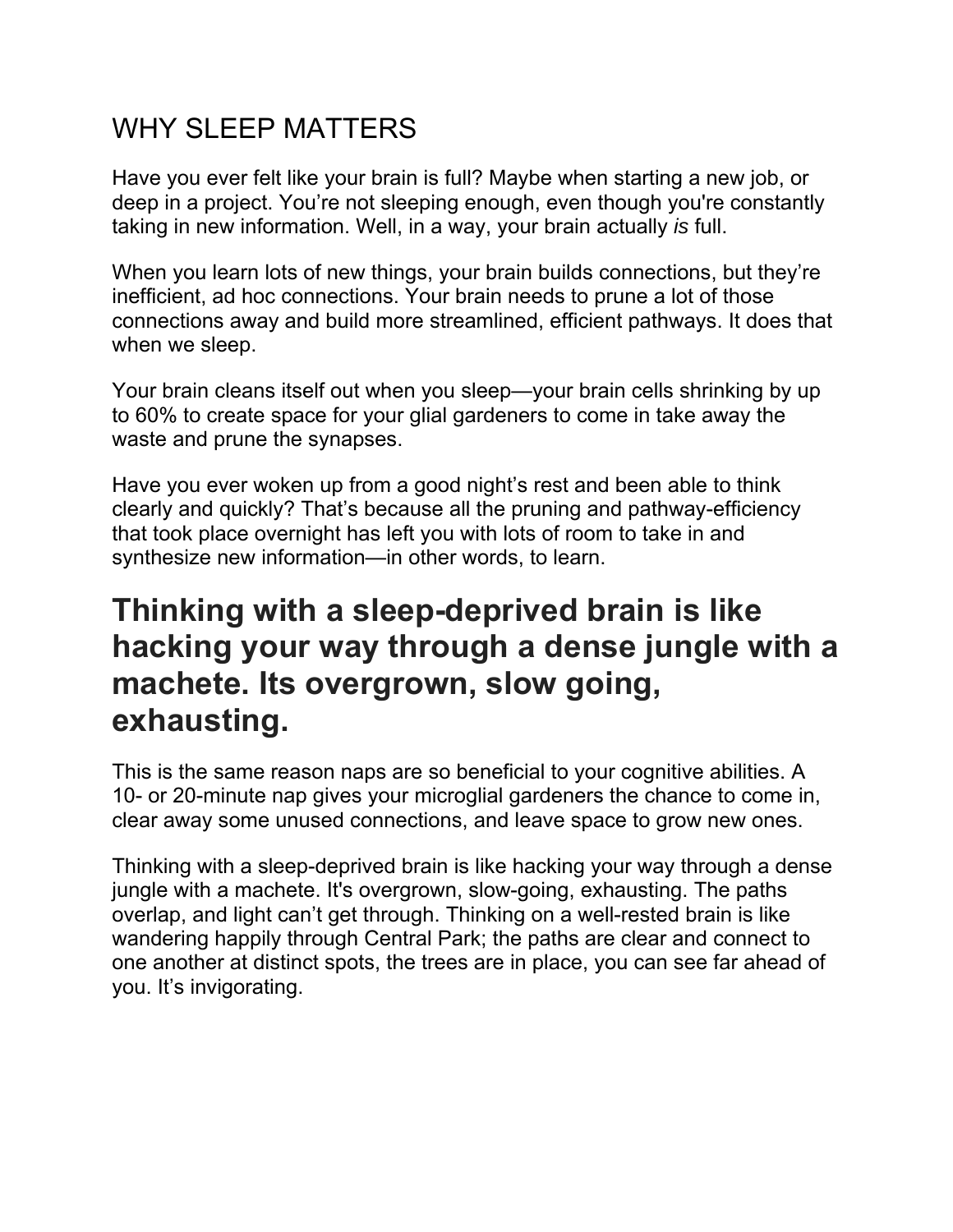## WHY SLEEP MATTERS

Have you ever felt like your brain is full? Maybe when starting a new job, or deep in a project. You're not sleeping enough, even though you're constantly taking in new information. Well, in a way, your brain actually *is* full.

When you learn lots of new things, your brain builds connections, but they're inefficient, ad hoc connections. Your brain needs to prune a lot of those connections away and build more streamlined, efficient pathways. It does that when we sleep.

Your brain cleans itself out when you sleep—your brain cells shrinking by up to 60% to create space for your glial gardeners to come in take away the waste and prune the synapses.

Have you ever woken up from a good night's rest and been able to think clearly and quickly? That's because all the pruning and pathway-efficiency that took place overnight has left you with lots of room to take in and synthesize new information—in other words, to learn.

# Thinking with a sleep-deprived brain is like hacking your way through a dense jungle with a machete. Its overgrown, slow going, exhausting.

This is the same reason naps are so beneficial to your cognitive abilities. A 10- or 20-minute nap gives your microglial gardeners the chance to come in, clear away some unused connections, and leave space to grow new ones.

Thinking with a sleep-deprived brain is like hacking your way through a dense jungle with a machete. It's overgrown, slow-going, exhausting. The paths overlap, and light can't get through. Thinking on a well-rested brain is like wandering happily through Central Park; the paths are clear and connect to one another at distinct spots, the trees are in place, you can see far ahead of you. It's invigorating.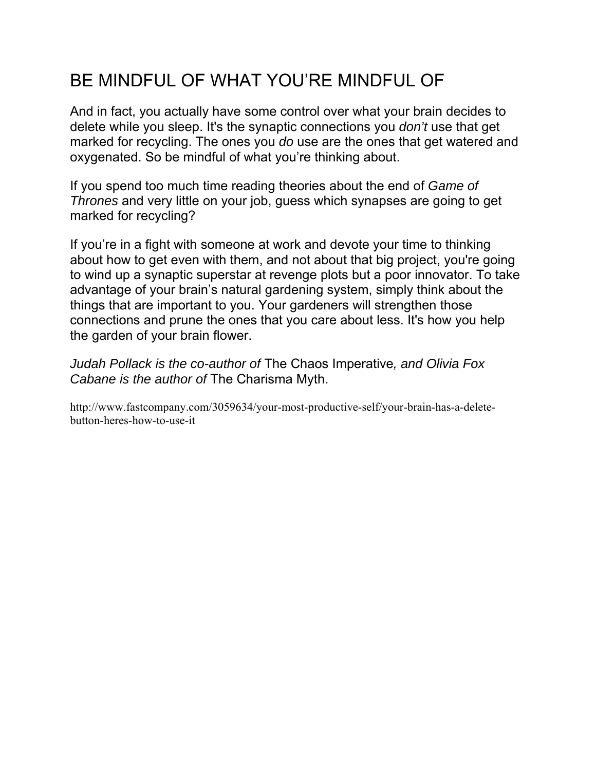## BE MINDFUL OF WHAT YOU'RE MINDFUL OF

And in fact, you actually have some control over what your brain decides to delete while you sleep. It's the synaptic connections you *don't* use that get marked for recycling. The ones you *do* use are the ones that get watered and oxygenated. So be mindful of what you're thinking about.

If you spend too much time reading theories about the end of *Game of Thrones* and very little on your job, guess which synapses are going to get marked for recycling?

If you're in a fight with someone at work and devote your time to thinking about how to get even with them, and not about that big project, you're going to wind up a synaptic superstar at revenge plots but a poor innovator. To take advantage of your brain's natural gardening system, simply think about the things that are important to you. Your gardeners will strengthen those connections and prune the ones that you care about less. It's how you help the garden of your brain flower.

*Judah Pollack is the co-author of* The Chaos Imperative*, and Olivia Fox Cabane is the author of* The Charisma Myth.

http://www.fastcompany.com/3059634/your-most-productive-self/your-brain-has-a-delete-button-heres-how-to-use-it